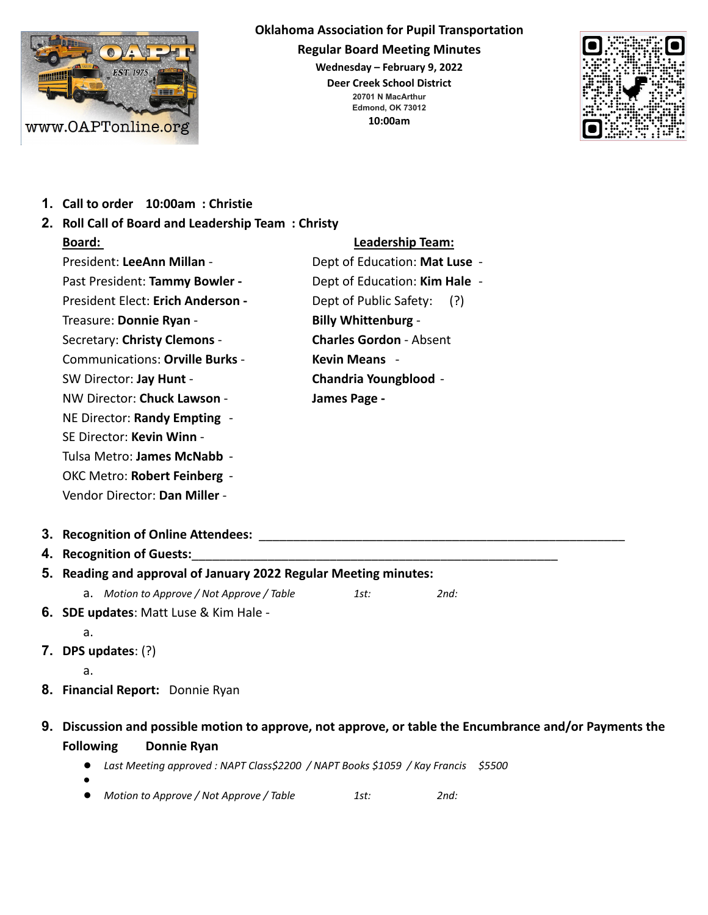# Oklahoma Association for Pupil Transportation

## Regular Board Meeting Minutes

**Wednesday – February 9, 2022**

**Deer Creek School District**

**20701 N MacArthur**

**Edmond, OK 73012**

**10:00am**

1. **Call to order 10:00am : Christie**
2. **Roll Call of Board and Leadership Team : Christy**

**Board:**

President: **LeeAnn Millan** -
Past President: **Tammy Bowler -**
President Elect: **Erich Anderson -**
Treasure: **Donnie Ryan** -
Secretary: **Christy Clemons** -
Communications: **Orville Burks** -
SW Director: **Jay Hunt** -
NW Director: **Chuck Lawson** -
NE Director: **Randy Empting** -
SE Director: **Kevin Winn** -
Tulsa Metro: **James McNabb** -
OKC Metro: **Robert Feinberg** -
Vendor Director: **Dan Miller** -

**Leadership Team:**

Dept of Education: **Mat Luse** -
Dept of Education: **Kim Hale** -
Dept of Public Safety: (?)
**Billy Whittenburg** -
**Charles Gordon** - Absent
**Kevin Means** -
**Chandria Youngblood** -
**James Page -**

3. **Recognition of Online Attendees:** ________________________________________________________
4. **Recognition of Guests:**________________________________________________________
5. **Reading and approval of January 2022 Regular Meeting minutes:**
   a. *Motion to Approve / Not Approve / Table* *1st:* *2nd:*
6. **SDE updates**: Matt Luse & Kim Hale -
   a.
7. **DPS updates**: (?)
   a.
8. **Financial Report:** Donnie Ryan
9. **Discussion and possible motion to approve, not approve, or table the Encumbrance and/or Payments the Following** **Donnie Ryan**
   - *Last Meeting approved : NAPT Class$2200 / NAPT Books $1059 / Kay Francis $5500*
   - 
   - *Motion to Approve / Not Approve / Table* *1st:* *2nd:*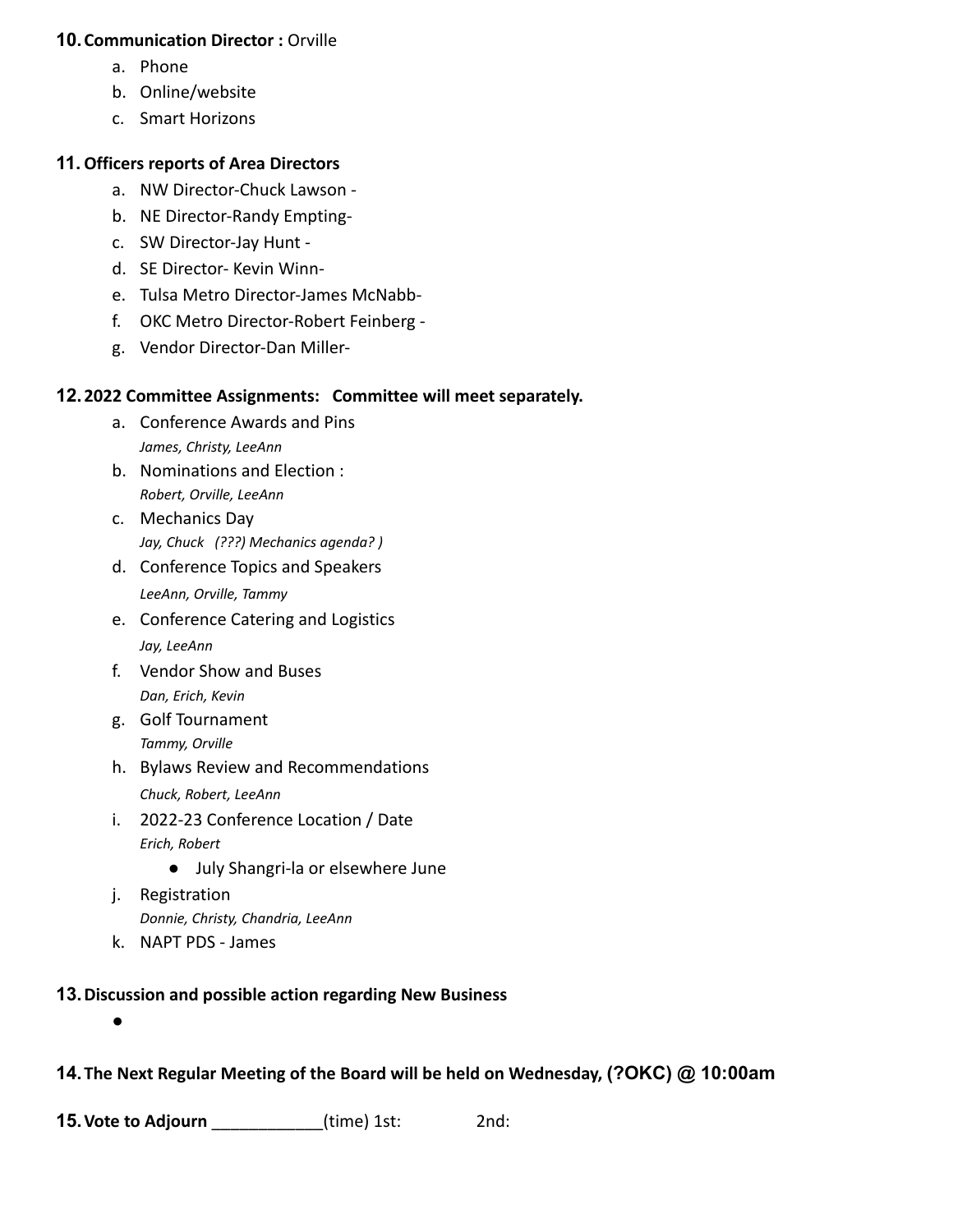10. **Communication Director :** Orville
    a. Phone
    b. Online/website
    c. Smart Horizons

11. **Officers reports of Area Directors**
    a. NW Director-Chuck Lawson -
    b. NE Director-Randy Empting-
    c. SW Director-Jay Hunt -
    d. SE Director- Kevin Winn-
    e. Tulsa Metro Director-James McNabb-
    f. OKC Metro Director-Robert Feinberg -
    g. Vendor Director-Dan Miller-

12. **2022 Committee Assignments: Committee will meet separately.**
    a. Conference Awards and Pins
       *James, Christy, LeeAnn*
    b. Nominations and Election :
       *Robert, Orville, LeeAnn*
    c. Mechanics Day
       *Jay, Chuck (???) Mechanics agenda? )*
    d. Conference Topics and Speakers
       *LeeAnn, Orville, Tammy*
    e. Conference Catering and Logistics
       *Jay, LeeAnn*
    f. Vendor Show and Buses
       *Dan, Erich, Kevin*
    g. Golf Tournament
       *Tammy, Orville*
    h. Bylaws Review and Recommendations
       *Chuck, Robert, LeeAnn*
    i. 2022-23 Conference Location / Date
       *Erich, Robert*
       - July Shangri-la or elsewhere June
    j. Registration
       *Donnie, Christy, Chandria, LeeAnn*
    k. NAPT PDS - James

13. **Discussion and possible action regarding New Business**
    -

14. **The Next Regular Meeting of the Board will be held on Wednesday, (?OKC) @ 10:00am**

15. **Vote to Adjourn** ____________(time) 1st: 2nd: